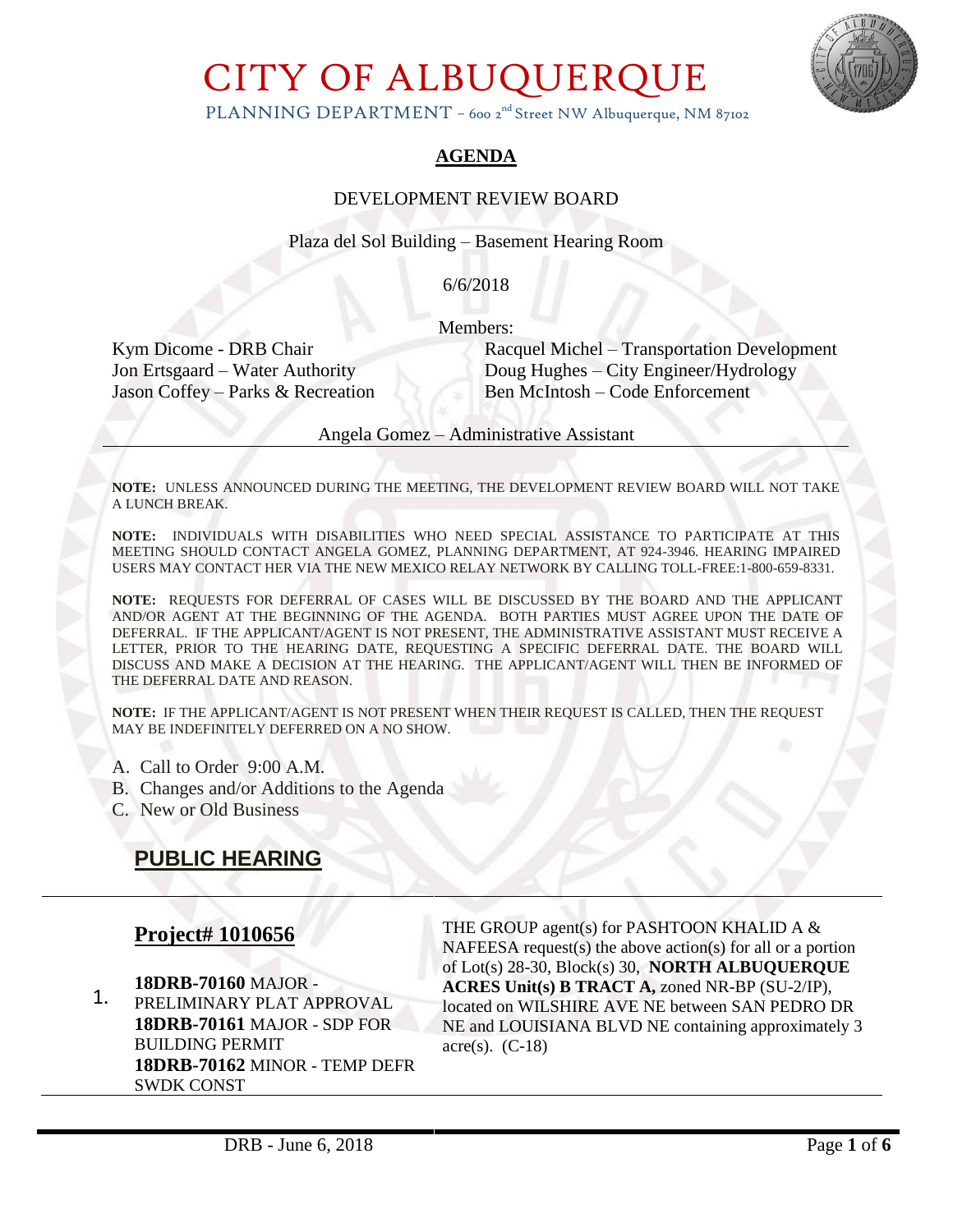# CITY OF ALBUQUERQUE

PLANNING DEPARTMENT – 600 2nd Street NW Albuquerque, NM 87102

## AGENDA

DEVELOPMENT REVIEW BOARD

Plaza del Sol Building – Basement Hearing Room

6/6/2018

Members:

Kym Dicome - DRB Chair
Jon Ertsgaard – Water Authority
Jason Coffey – Parks & Recreation
Racquel Michel – Transportation Development
Doug Hughes – City Engineer/Hydrology
Ben McIntosh – Code Enforcement

Angela Gomez – Administrative Assistant

**NOTE:** UNLESS ANNOUNCED DURING THE MEETING, THE DEVELOPMENT REVIEW BOARD WILL NOT TAKE A LUNCH BREAK.

**NOTE:** INDIVIDUALS WITH DISABILITIES WHO NEED SPECIAL ASSISTANCE TO PARTICIPATE AT THIS MEETING SHOULD CONTACT ANGELA GOMEZ, PLANNING DEPARTMENT, AT 924-3946. HEARING IMPAIRED USERS MAY CONTACT HER VIA THE NEW MEXICO RELAY NETWORK BY CALLING TOLL-FREE:1-800-659-8331.

**NOTE:** REQUESTS FOR DEFERRAL OF CASES WILL BE DISCUSSED BY THE BOARD AND THE APPLICANT AND/OR AGENT AT THE BEGINNING OF THE AGENDA. BOTH PARTIES MUST AGREE UPON THE DATE OF DEFERRAL. IF THE APPLICANT/AGENT IS NOT PRESENT, THE ADMINISTRATIVE ASSISTANT MUST RECEIVE A LETTER, PRIOR TO THE HEARING DATE, REQUESTING A SPECIFIC DEFERRAL DATE. THE BOARD WILL DISCUSS AND MAKE A DECISION AT THE HEARING. THE APPLICANT/AGENT WILL THEN BE INFORMED OF THE DEFERRAL DATE AND REASON.

**NOTE:** IF THE APPLICANT/AGENT IS NOT PRESENT WHEN THEIR REQUEST IS CALLED, THEN THE REQUEST MAY BE INDEFINITELY DEFERRED ON A NO SHOW.

A. Call to Order 9:00 A.M.
B. Changes and/or Additions to the Agenda
C. New or Old Business

## PUBLIC HEARING

### Project# 1010656

1. **18DRB-70160** MAJOR - PRELIMINARY PLAT APPROVAL
**18DRB-70161** MAJOR - SDP FOR BUILDING PERMIT
**18DRB-70162** MINOR - TEMP DEFR SWDK CONST

THE GROUP agent(s) for PASHTOON KHALID A & NAFEESA request(s) the above action(s) for all or a portion of Lot(s) 28-30, Block(s) 30, **NORTH ALBUQUERQUE ACRES Unit(s) B TRACT A,** zoned NR-BP (SU-2/IP), located on WILSHIRE AVE NE between SAN PEDRO DR NE and LOUISIANA BLVD NE containing approximately 3 acre(s). (C-18)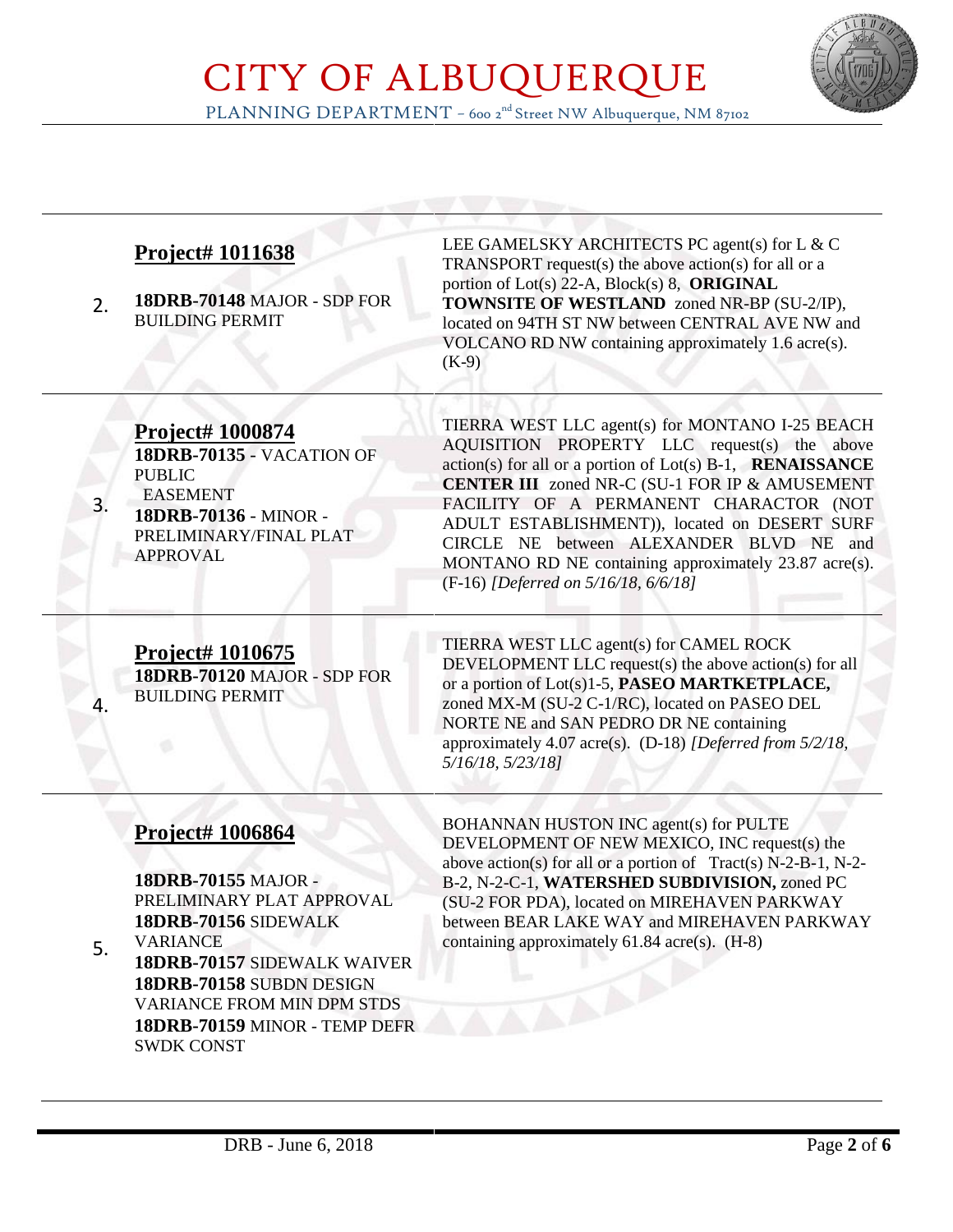| | | |
|---|---|---|
| 2. | **Project# 1011638**<br><br>**18DRB-70148** MAJOR - SDP FOR BUILDING PERMIT | LEE GAMELSKY ARCHITECTS PC agent(s) for L & C TRANSPORT request(s) the above action(s) for all or a portion of Lot(s) 22-A, Block(s) 8, **ORIGINAL TOWNSITE OF WESTLAND** zoned NR-BP (SU-2/IP), located on 94TH ST NW between CENTRAL AVE NW and VOLCANO RD NW containing approximately 1.6 acre(s). (K-9) |
| 3. | **Project# 1000874**<br>**18DRB-70135** - VACATION OF PUBLIC EASEMENT<br>**18DRB-70136** - MINOR - PRELIMINARY/FINAL PLAT APPROVAL | TIERRA WEST LLC agent(s) for MONTANO I-25 BEACH AQUISITION PROPERTY LLC request(s) the above action(s) for all or a portion of Lot(s) B-1, **RENAISSANCE CENTER III** zoned NR-C (SU-1 FOR IP & AMUSEMENT FACILITY OF A PERMANENT CHARACTOR (NOT ADULT ESTABLISHMENT)), located on DESERT SURF CIRCLE NE between ALEXANDER BLVD NE and MONTANO RD NE containing approximately 23.87 acre(s). (F-16) *[Deferred on 5/16/18, 6/6/18]* |
| 4. | **Project# 1010675**<br>**18DRB-70120** MAJOR - SDP FOR BUILDING PERMIT | TIERRA WEST LLC agent(s) for CAMEL ROCK DEVELOPMENT LLC request(s) the above action(s) for all or a portion of Lot(s)1-5, **PASEO MARTKETPLACE,** zoned MX-M (SU-2 C-1/RC), located on PASEO DEL NORTE NE and SAN PEDRO DR NE containing approximately 4.07 acre(s). (D-18) *[Deferred from 5/2/18, 5/16/18, 5/23/18]* |
| 5. | **Project# 1006864**<br><br>**18DRB-70155** MAJOR - PRELIMINARY PLAT APPROVAL<br>**18DRB-70156** SIDEWALK VARIANCE<br>**18DRB-70157** SIDEWALK WAIVER<br>**18DRB-70158** SUBDN DESIGN VARIANCE FROM MIN DPM STDS<br>**18DRB-70159** MINOR - TEMP DEFR SWDK CONST | BOHANNAN HUSTON INC agent(s) for PULTE DEVELOPMENT OF NEW MEXICO, INC request(s) the above action(s) for all or a portion of Tract(s) N-2-B-1, N-2-B-2, N-2-C-1, **WATERSHED SUBDIVISION,** zoned PC (SU-2 FOR PDA), located on MIREHAVEN PARKWAY between BEAR LAKE WAY and MIREHAVEN PARKWAY containing approximately 61.84 acre(s). (H-8) |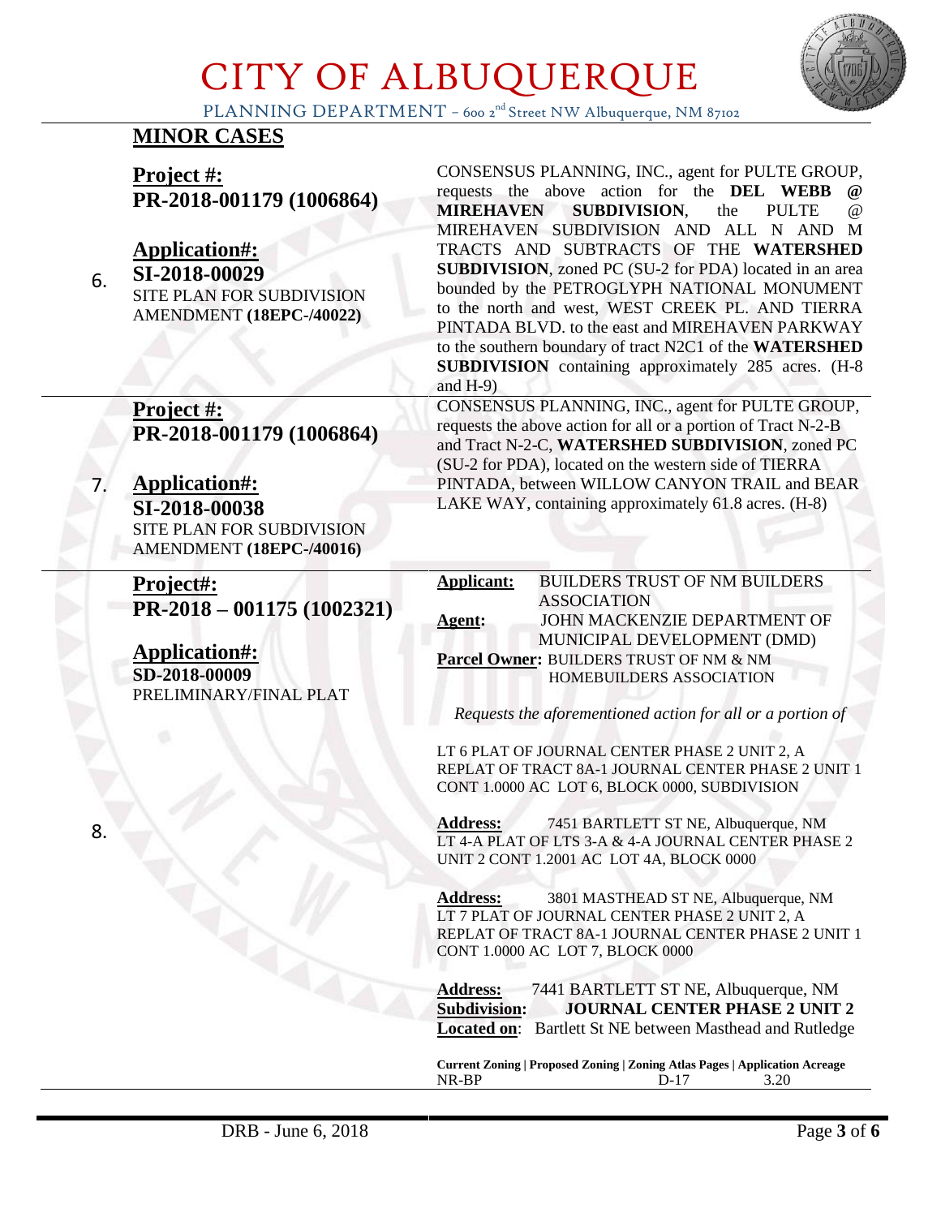## MINOR CASES

6\. **Project #: PR-2018-001179 (1006864)**

**Application#: SI-2018-00029**
SITE PLAN FOR SUBDIVISION AMENDMENT **(18EPC-/40022)**

CONSENSUS PLANNING, INC., agent for PULTE GROUP, requests the above action for the **DEL WEBB @ MIREHAVEN SUBDIVISION**, the PULTE @ MIREHAVEN SUBDIVISION AND ALL N AND M TRACTS AND SUBTRACTS OF THE **WATERSHED SUBDIVISION**, zoned PC (SU-2 for PDA) located in an area bounded by the PETROGLYPH NATIONAL MONUMENT to the north and west, WEST CREEK PL. AND TIERRA PINTADA BLVD. to the east and MIREHAVEN PARKWAY to the southern boundary of tract N2C1 of the **WATERSHED SUBDIVISION** containing approximately 285 acres. (H-8 and H-9)

---

7\. **Project #: PR-2018-001179 (1006864)**

**Application#: SI-2018-00038**
SITE PLAN FOR SUBDIVISION AMENDMENT **(18EPC-/40016)**

CONSENSUS PLANNING, INC., agent for PULTE GROUP, requests the above action for all or a portion of Tract N-2-B and Tract N-2-C, **WATERSHED SUBDIVISION**, zoned PC (SU-2 for PDA), located on the western side of TIERRA PINTADA, between WILLOW CANYON TRAIL and BEAR LAKE WAY, containing approximately 61.8 acres. (H-8)

---

8\. **Project#: PR-2018 – 001175 (1002321)**

**Application#: SD-2018-00009**
PRELIMINARY/FINAL PLAT

**Applicant:** BUILDERS TRUST OF NM BUILDERS ASSOCIATION
**Agent:** JOHN MACKENZIE DEPARTMENT OF MUNICIPAL DEVELOPMENT (DMD)
**Parcel Owner:** BUILDERS TRUST OF NM & NM HOMEBUILDERS ASSOCIATION

*Requests the aforementioned action for all or a portion of*

LT 6 PLAT OF JOURNAL CENTER PHASE 2 UNIT 2, A REPLAT OF TRACT 8A-1 JOURNAL CENTER PHASE 2 UNIT 1 CONT 1.0000 AC LOT 6, BLOCK 0000, SUBDIVISION

**Address:** 7451 BARTLETT ST NE, Albuquerque, NM
LT 4-A PLAT OF LTS 3-A & 4-A JOURNAL CENTER PHASE 2 UNIT 2 CONT 1.2001 AC LOT 4A, BLOCK 0000

**Address:** 3801 MASTHEAD ST NE, Albuquerque, NM
LT 7 PLAT OF JOURNAL CENTER PHASE 2 UNIT 2, A REPLAT OF TRACT 8A-1 JOURNAL CENTER PHASE 2 UNIT 1 CONT 1.0000 AC LOT 7, BLOCK 0000

**Address:** 7441 BARTLETT ST NE, Albuquerque, NM
**Subdivision:** **JOURNAL CENTER PHASE 2 UNIT 2**
**Located on**: Bartlett St NE between Masthead and Rutledge

| Current Zoning | Proposed Zoning | Zoning Atlas Pages | Application Acreage |
|---|---|---|---|
| NR-BP | | D-17 | 3.20 |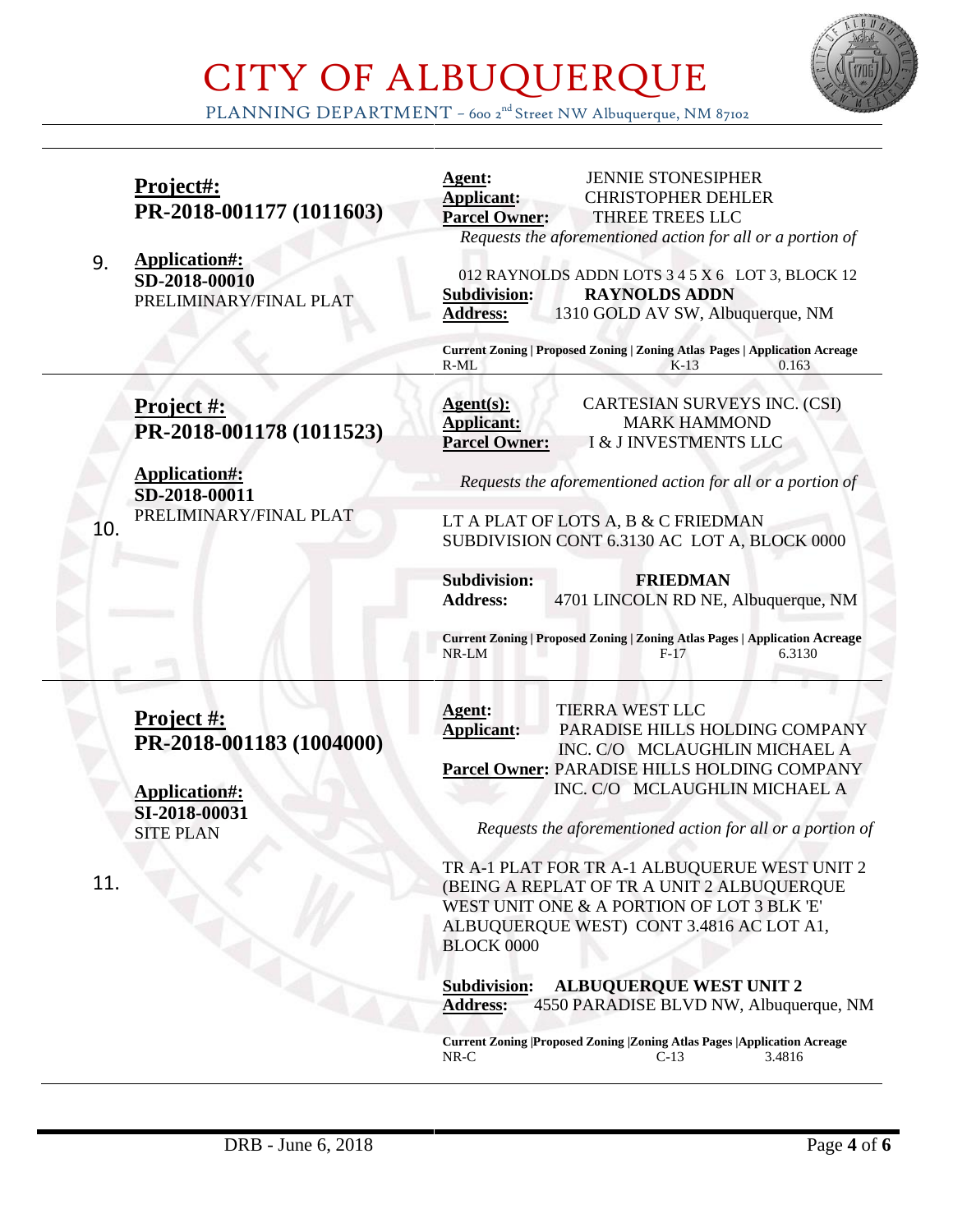# CITY OF ALBUQUERQUE

PLANNING DEPARTMENT – 600 2nd Street NW Albuquerque, NM 87102

---

9.

**Project#:**
**PR-2018-001177 (1011603)**

**Application#:**
**SD-2018-00010**
PRELIMINARY/FINAL PLAT

**Agent:** JENNIE STONESIPHER
**Applicant:** CHRISTOPHER DEHLER
**Parcel Owner:** THREE TREES LLC

*Requests the aforementioned action for all or a portion of*

012 RAYNOLDS ADDN LOTS 3 4 5 X 6 LOT 3, BLOCK 12

**Subdivision:** **RAYNOLDS ADDN**
**Address:** 1310 GOLD AV SW, Albuquerque, NM

| Current Zoning | Proposed Zoning | Zoning Atlas Pages | Application Acreage |
|---|---|---|---|
| R-ML | | K-13 | 0.163 |

---

10.

**Project #:**
**PR-2018-001178 (1011523)**

**Application#:**
**SD-2018-00011**
PRELIMINARY/FINAL PLAT

**Agent(s):** CARTESIAN SURVEYS INC. (CSI)
**Applicant:** MARK HAMMOND
**Parcel Owner:** I & J INVESTMENTS LLC

*Requests the aforementioned action for all or a portion of*

LT A PLAT OF LOTS A, B & C FRIEDMAN SUBDIVISION CONT 6.3130 AC LOT A, BLOCK 0000

**Subdivision:** **FRIEDMAN**
**Address:** 4701 LINCOLN RD NE, Albuquerque, NM

| Current Zoning | Proposed Zoning | Zoning Atlas Pages | Application Acreage |
|---|---|---|---|
| NR-LM | | F-17 | 6.3130 |

---

11.

**Project #:**
**PR-2018-001183 (1004000)**

**Application#:**
**SI-2018-00031**
SITE PLAN

**Agent:** TIERRA WEST LLC
**Applicant:** PARADISE HILLS HOLDING COMPANY INC. C/O MCLAUGHLIN MICHAEL A
**Parcel Owner:** PARADISE HILLS HOLDING COMPANY INC. C/O MCLAUGHLIN MICHAEL A

*Requests the aforementioned action for all or a portion of*

TR A-1 PLAT FOR TR A-1 ALBUQUERUE WEST UNIT 2 (BEING A REPLAT OF TR A UNIT 2 ALBUQUERQUE WEST UNIT ONE & A PORTION OF LOT 3 BLK 'E' ALBUQUERQUE WEST) CONT 3.4816 AC LOT A1, BLOCK 0000

**Subdivision:** **ALBUQUERQUE WEST UNIT 2**
**Address:** 4550 PARADISE BLVD NW, Albuquerque, NM

| Current Zoning | Proposed Zoning | Zoning Atlas Pages | Application Acreage |
|---|---|---|---|
| NR-C | | C-13 | 3.4816 |

---

DRB - June 6, 2018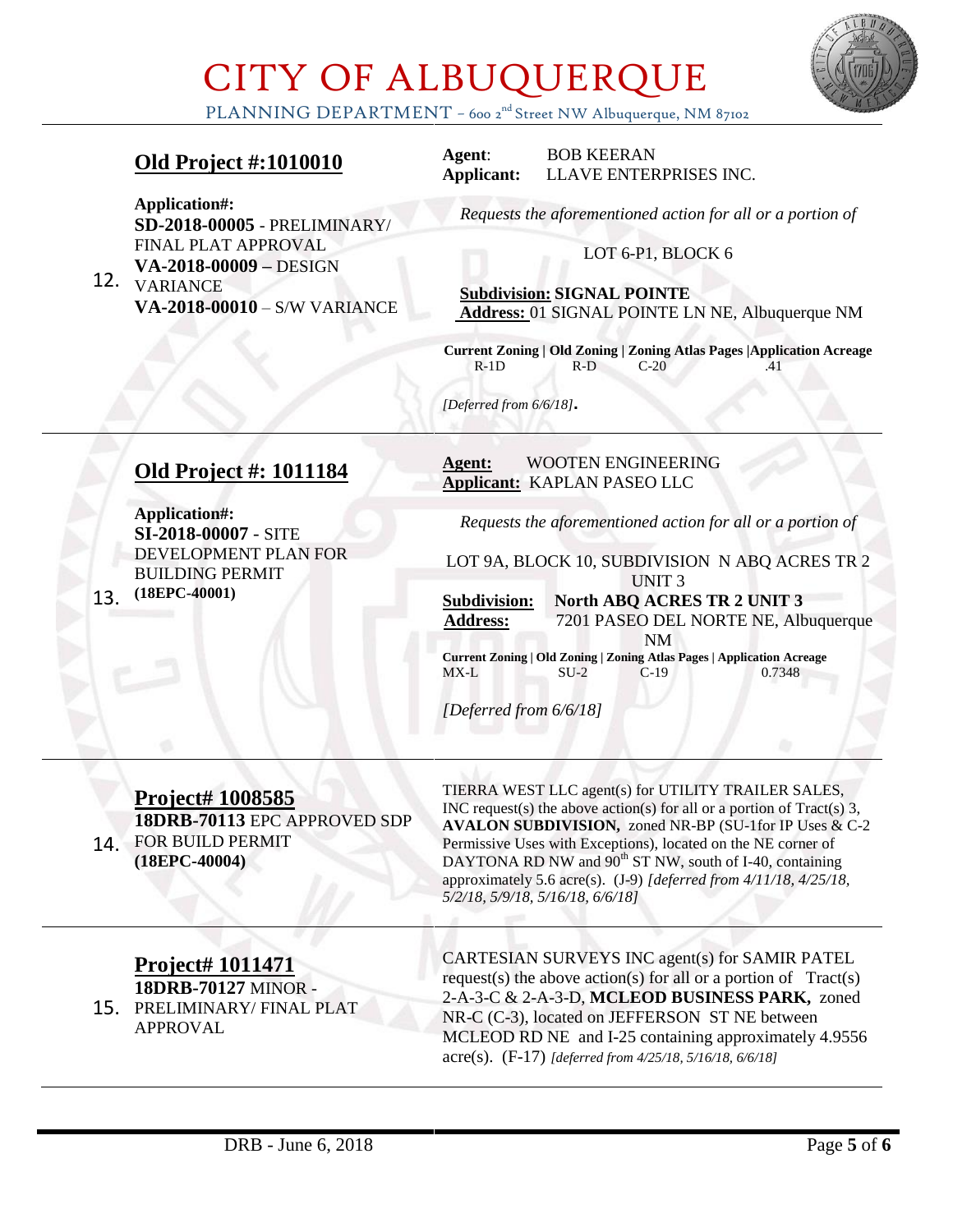# CITY OF ALBUQUERQUE

PLANNING DEPARTMENT – 600 2nd Street NW Albuquerque, NM 87102

---

12.

## Old Project #:1010010

**Application#:**
**SD-2018-00005** - PRELIMINARY/ FINAL PLAT APPROVAL
**VA-2018-00009 –** DESIGN VARIANCE
**VA-2018-00010** – S/W VARIANCE

**Agent**: BOB KEERAN
**Applicant:** LLAVE ENTERPRISES INC.

*Requests the aforementioned action for all or a portion of*

LOT 6-P1, BLOCK 6

**Subdivision: SIGNAL POINTE**
**Address:** 01 SIGNAL POINTE LN NE, Albuquerque NM

| Current Zoning | Old Zoning | Zoning Atlas Pages | Application Acreage |
|---|---|---|---|
| R-1D | R-D | C-20 | .41 |

*[Deferred from 6/6/18]*.

---

13.

## Old Project #: 1011184

**Application#:**
**SI-2018-00007** - SITE DEVELOPMENT PLAN FOR BUILDING PERMIT
**(18EPC-40001)**

**Agent:** WOOTEN ENGINEERING
**Applicant:** KAPLAN PASEO LLC

*Requests the aforementioned action for all or a portion of*

LOT 9A, BLOCK 10, SUBDIVISION N ABQ ACRES TR 2 UNIT 3

**Subdivision: North ABQ ACRES TR 2 UNIT 3**
**Address:** 7201 PASEO DEL NORTE NE, Albuquerque NM

| Current Zoning | Old Zoning | Zoning Atlas Pages | Application Acreage |
|---|---|---|---|
| MX-L | SU-2 | C-19 | 0.7348 |

*[Deferred from 6/6/18]*

---

14.

## Project# 1008585

**18DRB-70113** EPC APPROVED SDP FOR BUILD PERMIT
**(18EPC-40004)**

TIERRA WEST LLC agent(s) for UTILITY TRAILER SALES, INC request(s) the above action(s) for all or a portion of Tract(s) 3, **AVALON SUBDIVISION,** zoned NR-BP (SU-1for IP Uses & C-2 Permissive Uses with Exceptions), located on the NE corner of DAYTONA RD NW and 90th ST NW, south of I-40, containing approximately 5.6 acre(s). (J-9) *[deferred from 4/11/18, 4/25/18, 5/2/18, 5/9/18, 5/16/18, 6/6/18]*

---

15.

## Project# 1011471

**18DRB-70127** MINOR - PRELIMINARY/ FINAL PLAT APPROVAL

CARTESIAN SURVEYS INC agent(s) for SAMIR PATEL request(s) the above action(s) for all or a portion of Tract(s) 2-A-3-C & 2-A-3-D, **MCLEOD BUSINESS PARK,** zoned NR-C (C-3), located on JEFFERSON ST NE between MCLEOD RD NE and I-25 containing approximately 4.9556 acre(s). (F-17) *[deferred from 4/25/18, 5/16/18, 6/6/18]*

---

DRB - June 6, 2018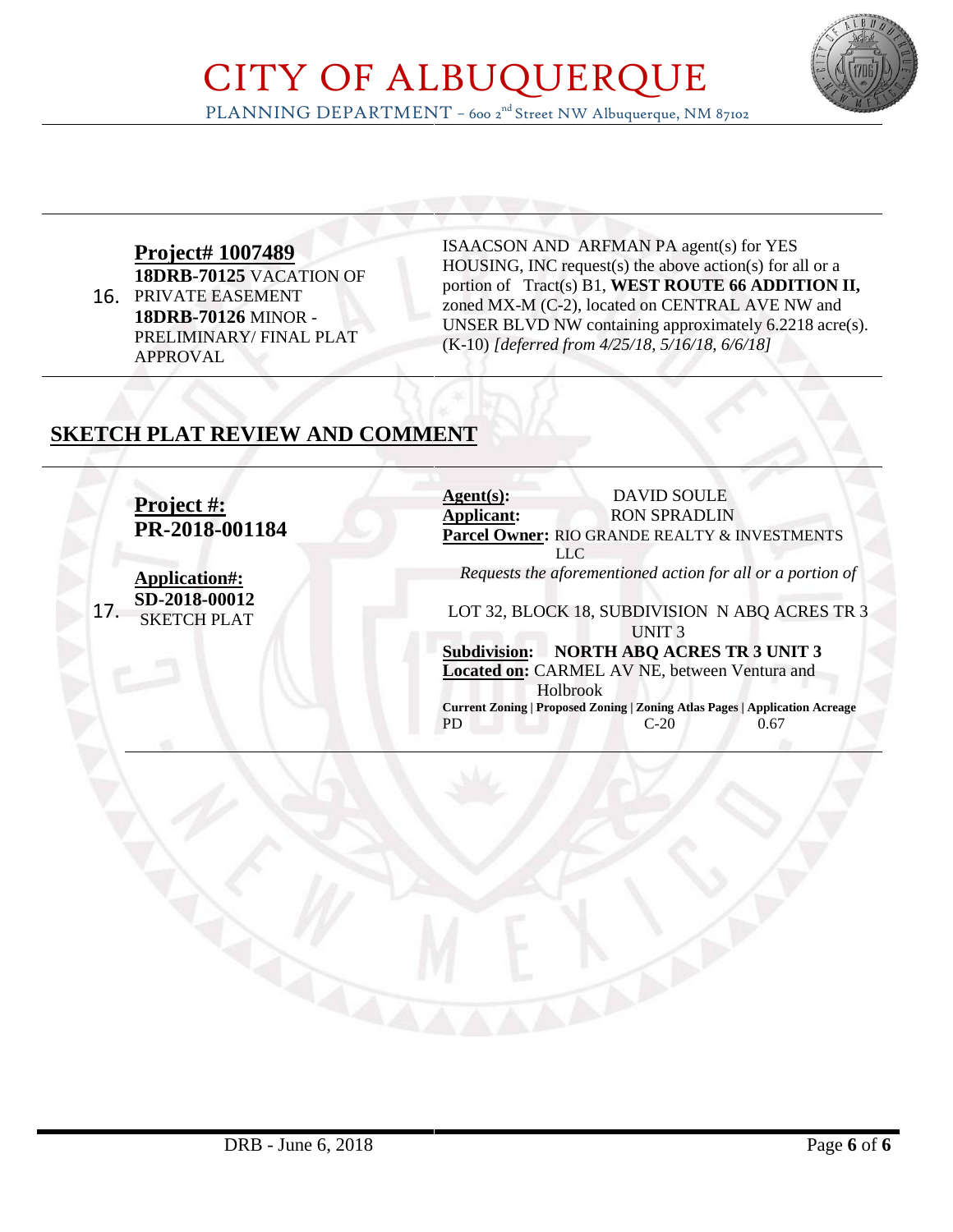16. **Project# 1007489**
**18DRB-70125** VACATION OF PRIVATE EASEMENT
**18DRB-70126** MINOR - PRELIMINARY/ FINAL PLAT APPROVAL

ISAACSON AND ARFMAN PA agent(s) for YES HOUSING, INC request(s) the above action(s) for all or a portion of Tract(s) B1, **WEST ROUTE 66 ADDITION II,** zoned MX-M (C-2), located on CENTRAL AVE NW and UNSER BLVD NW containing approximately 6.2218 acre(s). (K-10) *[deferred from 4/25/18, 5/16/18, 6/6/18]*

## SKETCH PLAT REVIEW AND COMMENT

17. **Project #: PR-2018-001184**

**Application#: SD-2018-00012**
SKETCH PLAT

**Agent(s):** DAVID SOULE
**Applicant:** RON SPRADLIN
**Parcel Owner:** RIO GRANDE REALTY & INVESTMENTS LLC

*Requests the aforementioned action for all or a portion of*

LOT 32, BLOCK 18, SUBDIVISION N ABQ ACRES TR 3 UNIT 3

**Subdivision: NORTH ABQ ACRES TR 3 UNIT 3**
**Located on:** CARMEL AV NE, between Ventura and Holbrook

| Current Zoning | Proposed Zoning | Zoning Atlas Pages | Application Acreage |
|---|---|---|---|
| PD | | C-20 | 0.67 |